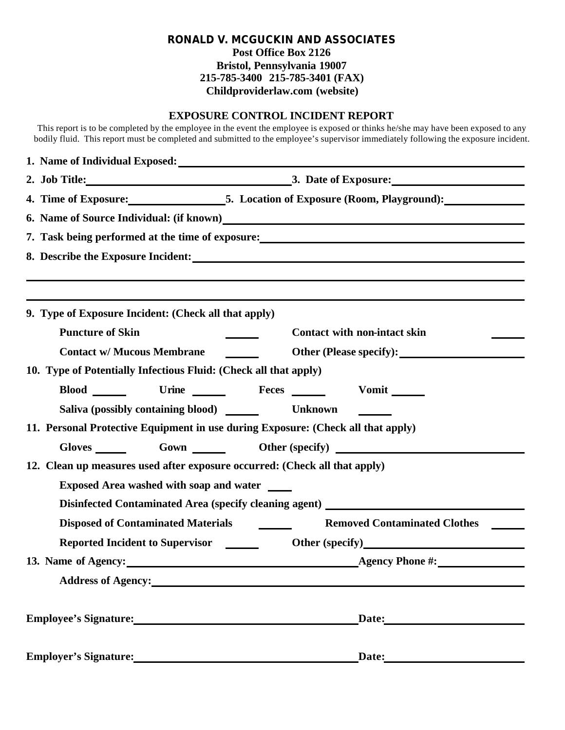**RONALD V. MCGUCKIN AND ASSOCIATES**
**Post Office Box 2126**
**Bristol, Pennsylvania 19007**
**215-785-3400 215-785-3401 (FAX)**
**Childproviderlaw.com (website)**

## EXPOSURE CONTROL INCIDENT REPORT

This report is to be completed by the employee in the event the employee is exposed or thinks he/she may have been exposed to any bodily fluid. This report must be completed and submitted to the employee's supervisor immediately following the exposure incident.

**1. Name of Individual Exposed:** ______________________________

**2. Job Title:** ______________________ **3. Date of Exposure:** ______________

**4. Time of Exposure:** __________ **5. Location of Exposure (Room, Playground):** __________

**6. Name of Source Individual: (if known)** ______________________________

**7. Task being performed at the time of exposure:** ______________________________

**8. Describe the Exposure Incident:** ______________________________

______________________________________________________________

______________________________________________________________

**9. Type of Exposure Incident: (Check all that apply)**

**Puncture of Skin** ______ **Contact with non-intact skin** ______

**Contact w/ Mucous Membrane** ______ **Other (Please specify):** ______________

**10. Type of Potentially Infectious Fluid: (Check all that apply)**

**Blood** ______ **Urine** ______ **Feces** ______ **Vomit** ______

**Saliva (possibly containing blood)** ______ **Unknown** ______

**11. Personal Protective Equipment in use during Exposure: (Check all that apply)**

**Gloves** ______ **Gown** ______ **Other (specify)** ______________

**12. Clean up measures used after exposure occurred: (Check all that apply)**

**Exposed Area washed with soap and water** ____

**Disinfected Contaminated Area (specify cleaning agent)** ______________

**Disposed of Contaminated Materials** ______ **Removed Contaminated Clothes** ______

**Reported Incident to Supervisor** ______ **Other (specify)** ______________

**13. Name of Agency:** ______________________ **Agency Phone #:** ______________

**Address of Agency:** ______________________________

**Employee's Signature:** ______________________ **Date:** ______________

**Employer's Signature:** ______________________ **Date:** ______________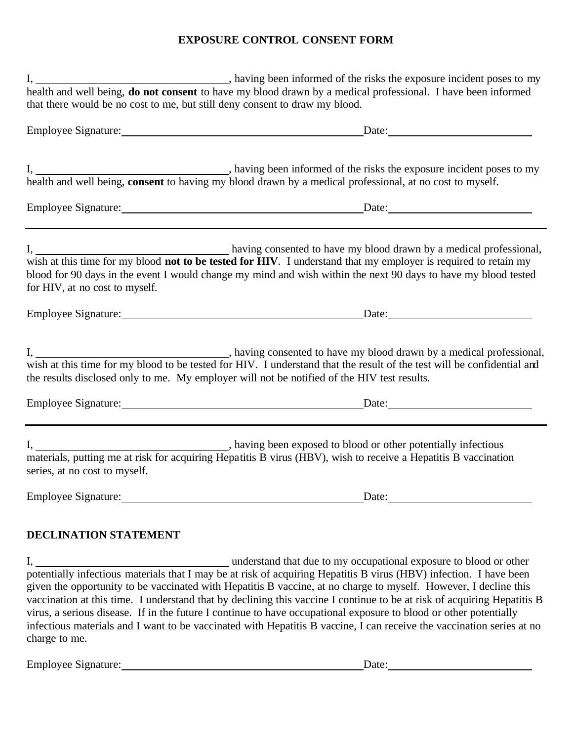## EXPOSURE CONTROL CONSENT FORM

I, ______________________________, having been informed of the risks the exposure incident poses to my health and well being, **do not consent** to have my blood drawn by a medical professional. I have been informed that there would be no cost to me, but still deny consent to draw my blood.

Employee Signature:______________________________________ Date:______________________

I, ______________________________, having been informed of the risks the exposure incident poses to my health and well being, **consent** to having my blood drawn by a medical professional, at no cost to myself.

Employee Signature:______________________________________ Date:______________________

---

I, ______________________________ having consented to have my blood drawn by a medical professional, wish at this time for my blood **not to be tested for HIV**. I understand that my employer is required to retain my blood for 90 days in the event I would change my mind and wish within the next 90 days to have my blood tested for HIV, at no cost to myself.

Employee Signature:______________________________________ Date:______________________

I, ______________________________, having consented to have my blood drawn by a medical professional, wish at this time for my blood to be tested for HIV. I understand that the result of the test will be confidential and the results disclosed only to me. My employer will not be notified of the HIV test results.

Employee Signature:______________________________________ Date:______________________

---

I, ______________________________, having been exposed to blood or other potentially infectious materials, putting me at risk for acquiring Hepatitis B virus (HBV), wish to receive a Hepatitis B vaccination series, at no cost to myself.

Employee Signature:______________________________________ Date:______________________

### DECLINATION STATEMENT

I, ______________________________ understand that due to my occupational exposure to blood or other potentially infectious materials that I may be at risk of acquiring Hepatitis B virus (HBV) infection. I have been given the opportunity to be vaccinated with Hepatitis B vaccine, at no charge to myself. However, I decline this vaccination at this time. I understand that by declining this vaccine I continue to be at risk of acquiring Hepatitis B virus, a serious disease. If in the future I continue to have occupational exposure to blood or other potentially infectious materials and I want to be vaccinated with Hepatitis B vaccine, I can receive the vaccination series at no charge to me.

Employee Signature:______________________________________ Date:______________________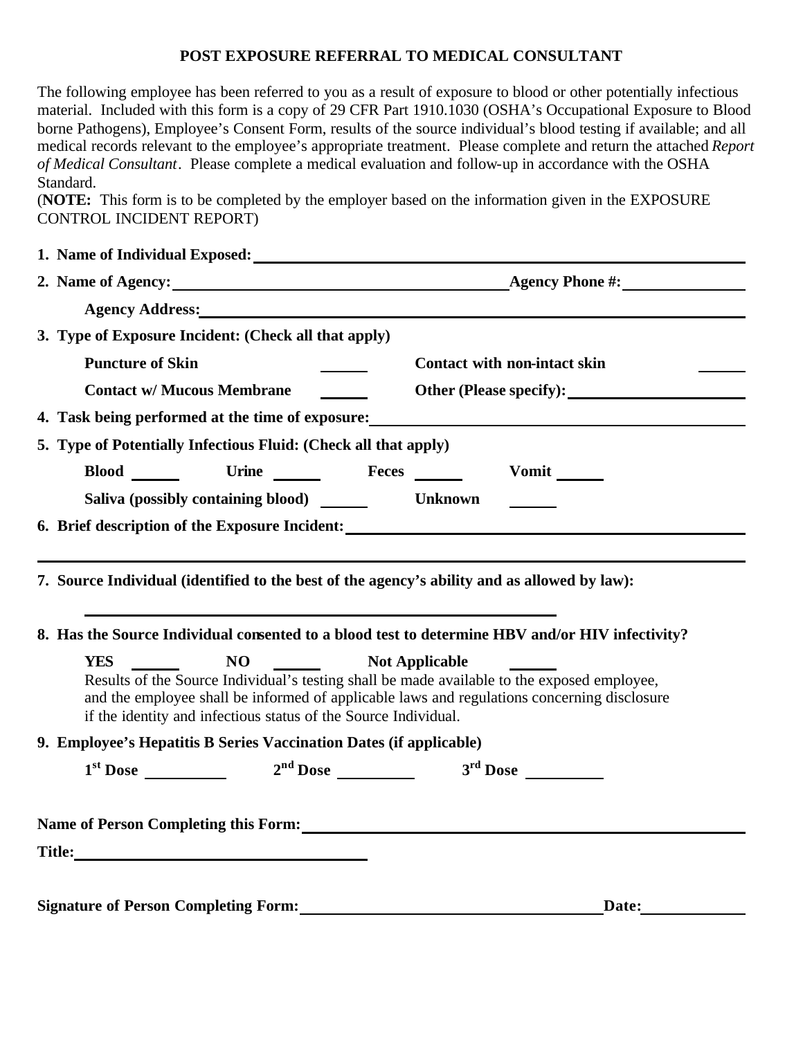# POST EXPOSURE REFERRAL TO MEDICAL CONSULTANT

The following employee has been referred to you as a result of exposure to blood or other potentially infectious material. Included with this form is a copy of 29 CFR Part 1910.1030 (OSHA's Occupational Exposure to Blood borne Pathogens), Employee's Consent Form, results of the source individual's blood testing if available; and all medical records relevant to the employee's appropriate treatment. Please complete and return the attached *Report of Medical Consultant*. Please complete a medical evaluation and follow-up in accordance with the OSHA Standard.

(**NOTE:** This form is to be completed by the employer based on the information given in the EXPOSURE CONTROL INCIDENT REPORT)

**1. Name of Individual Exposed:** ______________________________

**2. Name of Agency:** ______________________________ **Agency Phone #:** ______________

**Agency Address:** ______________________________

**3. Type of Exposure Incident: (Check all that apply)**

**Puncture of Skin** ______ **Contact with non-intact skin** ______

**Contact w/ Mucous Membrane** ______ **Other (Please specify):** ______________

**4. Task being performed at the time of exposure:** ______________________________

**5. Type of Potentially Infectious Fluid: (Check all that apply)**

**Blood** ______ **Urine** ______ **Feces** ______ **Vomit** ______

**Saliva (possibly containing blood)** ______ **Unknown** ______

**6. Brief description of the Exposure Incident:** ______________________________

______________________________

**7. Source Individual (identified to the best of the agency's ability and as allowed by law):**

______________________________

**8. Has the Source Individual consented to a blood test to determine HBV and/or HIV infectivity?**

**YES** ______ **NO** ______ **Not Applicable** ______

Results of the Source Individual's testing shall be made available to the exposed employee, and the employee shall be informed of applicable laws and regulations concerning disclosure if the identity and infectious status of the Source Individual.

**9. Employee's Hepatitis B Series Vaccination Dates (if applicable)**

**1st Dose** __________ **2nd Dose** __________ **3rd Dose** __________

**Name of Person Completing this Form:** ______________________________

**Title:** ______________________________

**Signature of Person Completing Form:** ______________________________ **Date:** ______________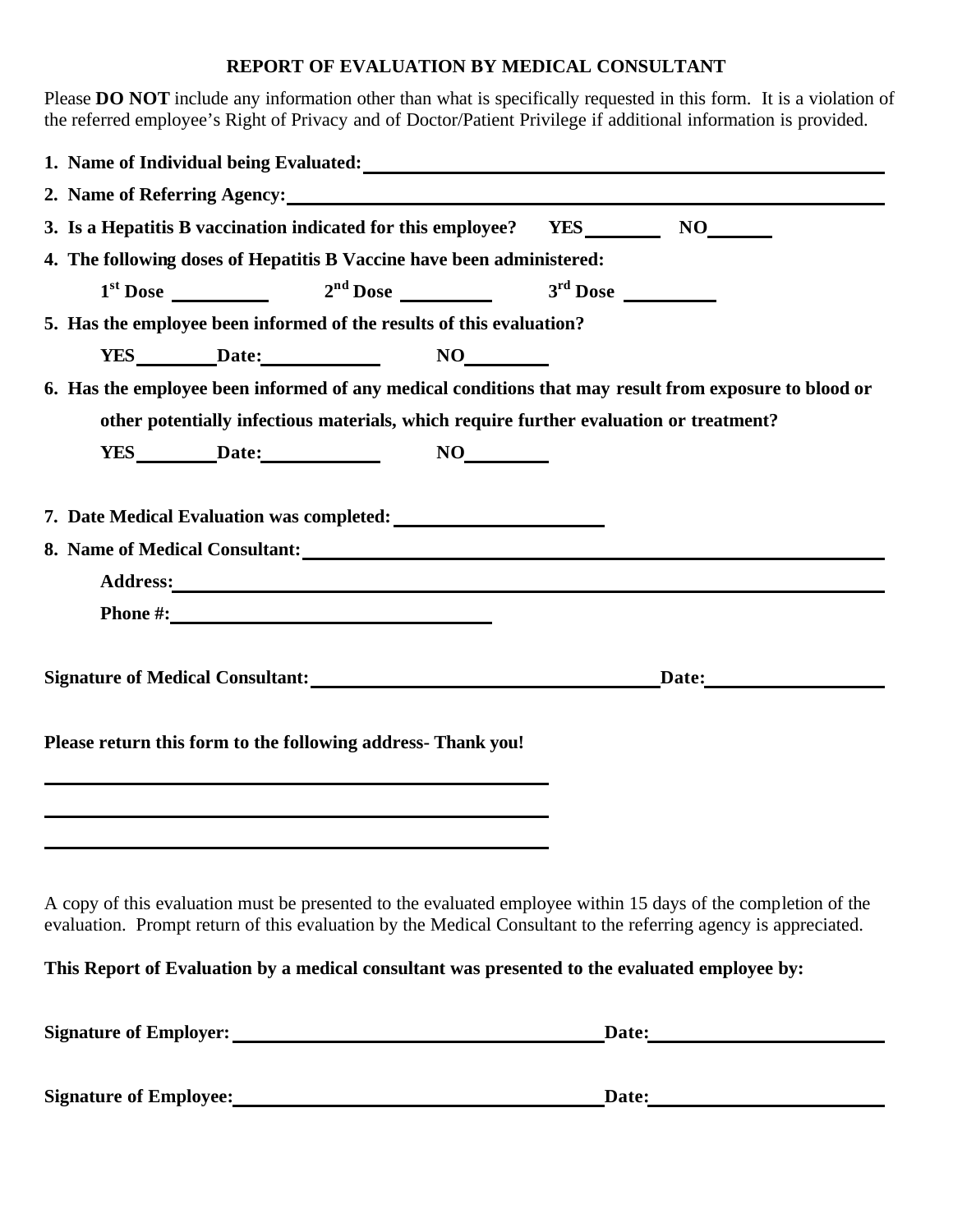## REPORT OF EVALUATION BY MEDICAL CONSULTANT

Please **DO NOT** include any information other than what is specifically requested in this form. It is a violation of the referred employee's Right of Privacy and of Doctor/Patient Privilege if additional information is provided.

**1. Name of Individual being Evaluated:** ______________________________

**2. Name of Referring Agency:** ______________________________

**3. Is a Hepatitis B vaccination indicated for this employee? YES** ________ **NO** _______

**4. The following doses of Hepatitis B Vaccine have been administered:**

**1st Dose** __________ **2nd Dose** _________ **3rd Dose** _________

**5. Has the employee been informed of the results of this evaluation?**

**YES** ________ **Date:** ____________ **NO** ________

**6. Has the employee been informed of any medical conditions that may result from exposure to blood or other potentially infectious materials, which require further evaluation or treatment?**

**YES** ________ **Date:** ____________ **NO** ________

**7. Date Medical Evaluation was completed:** ____________________

**8. Name of Medical Consultant:** ______________________________

**Address:** ______________________________

**Phone #:** ______________________________

**Signature of Medical Consultant:** ______________________________ **Date:** ________________

**Please return this form to the following address- Thank you!**

______________________________

______________________________

______________________________

A copy of this evaluation must be presented to the evaluated employee within 15 days of the completion of the evaluation. Prompt return of this evaluation by the Medical Consultant to the referring agency is appreciated.

**This Report of Evaluation by a medical consultant was presented to the evaluated employee by:**

**Signature of Employer:** ______________________________ **Date:** ________________

**Signature of Employee:** ______________________________ **Date:** ________________